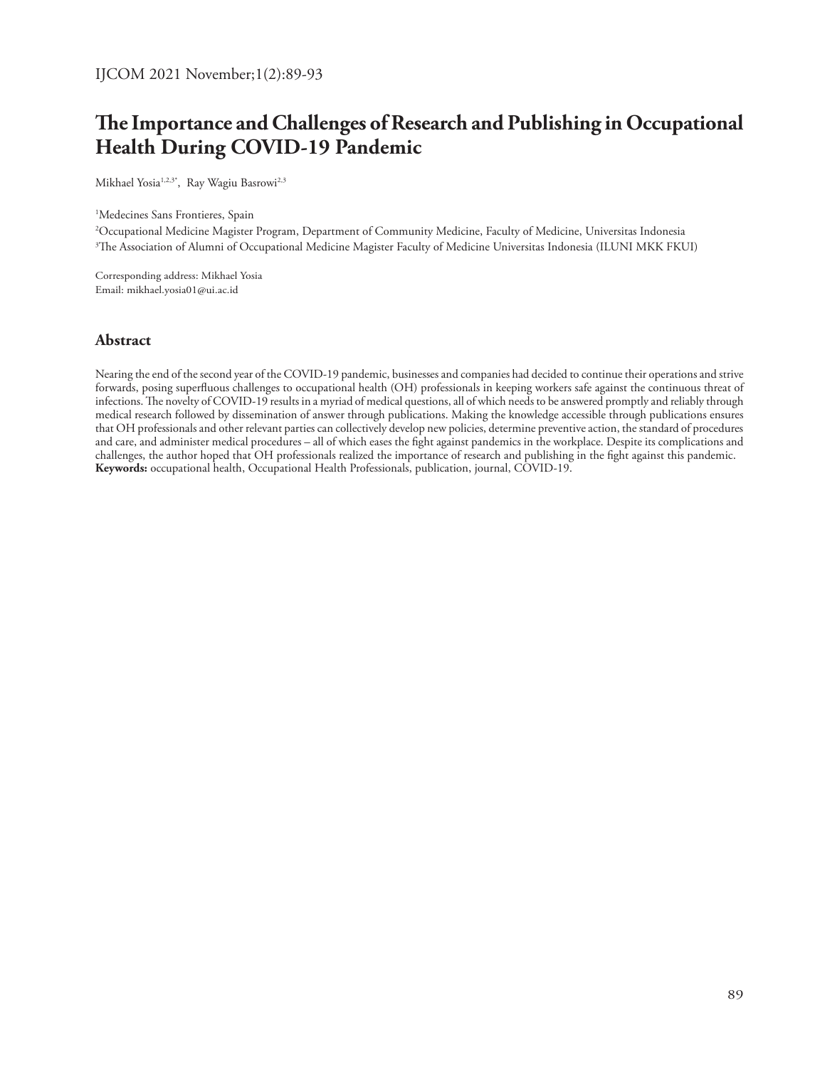# The Importance and Challenges of Research and Publishing in Occupational Health During COVID-19 Pandemic

Mikhael Yosia[1,2,3*], Ray Wagiu Basrowi[2,3]

[1]Medecines Sans Frontieres, Spain

[2]Occupational Medicine Magister Program, Department of Community Medicine, Faculty of Medicine, Universitas Indonesia

[3]The Association of Alumni of Occupational Medicine Magister Faculty of Medicine Universitas Indonesia (ILUNI MKK FKUI)

Corresponding address: Mikhael Yosia
Email: mikhael.yosia01@ui.ac.id

## Abstract

Nearing the end of the second year of the COVID-19 pandemic, businesses and companies had decided to continue their operations and strive forwards, posing superfluous challenges to occupational health (OH) professionals in keeping workers safe against the continuous threat of infections. The novelty of COVID-19 results in a myriad of medical questions, all of which needs to be answered promptly and reliably through medical research followed by dissemination of answer through publications. Making the knowledge accessible through publications ensures that OH professionals and other relevant parties can collectively develop new policies, determine preventive action, the standard of procedures and care, and administer medical procedures – all of which eases the fight against pandemics in the workplace. Despite its complications and challenges, the author hoped that OH professionals realized the importance of research and publishing in the fight against this pandemic.

**Keywords:** occupational health, Occupational Health Professionals, publication, journal, COVID-19.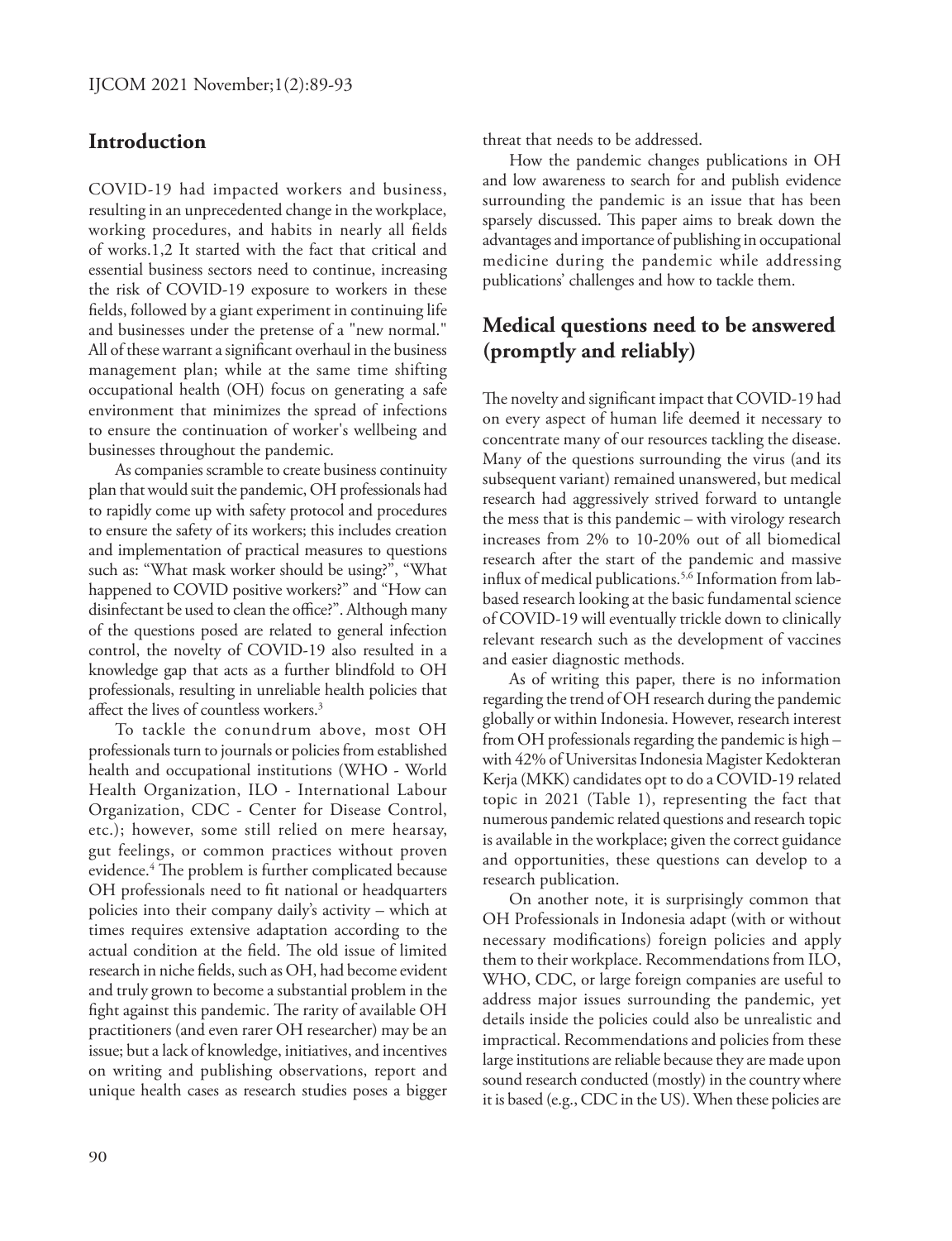## Introduction

COVID-19 had impacted workers and business, resulting in an unprecedented change in the workplace, working procedures, and habits in nearly all fields of works.1,2 It started with the fact that critical and essential business sectors need to continue, increasing the risk of COVID-19 exposure to workers in these fields, followed by a giant experiment in continuing life and businesses under the pretense of a "new normal." All of these warrant a significant overhaul in the business management plan; while at the same time shifting occupational health (OH) focus on generating a safe environment that minimizes the spread of infections to ensure the continuation of worker's wellbeing and businesses throughout the pandemic.

As companies scramble to create business continuity plan that would suit the pandemic, OH professionals had to rapidly come up with safety protocol and procedures to ensure the safety of its workers; this includes creation and implementation of practical measures to questions such as: "What mask worker should be using?", "What happened to COVID positive workers?" and "How can disinfectant be used to clean the office?". Although many of the questions posed are related to general infection control, the novelty of COVID-19 also resulted in a knowledge gap that acts as a further blindfold to OH professionals, resulting in unreliable health policies that affect the lives of countless workers.[3]

To tackle the conundrum above, most OH professionals turn to journals or policies from established health and occupational institutions (WHO - World Health Organization, ILO - International Labour Organization, CDC - Center for Disease Control, etc.); however, some still relied on mere hearsay, gut feelings, or common practices without proven evidence.[4] The problem is further complicated because OH professionals need to fit national or headquarters policies into their company daily's activity – which at times requires extensive adaptation according to the actual condition at the field. The old issue of limited research in niche fields, such as OH, had become evident and truly grown to become a substantial problem in the fight against this pandemic. The rarity of available OH practitioners (and even rarer OH researcher) may be an issue; but a lack of knowledge, initiatives, and incentives on writing and publishing observations, report and unique health cases as research studies poses a bigger threat that needs to be addressed.

How the pandemic changes publications in OH and low awareness to search for and publish evidence surrounding the pandemic is an issue that has been sparsely discussed. This paper aims to break down the advantages and importance of publishing in occupational medicine during the pandemic while addressing publications' challenges and how to tackle them.

## Medical questions need to be answered (promptly and reliably)

The novelty and significant impact that COVID-19 had on every aspect of human life deemed it necessary to concentrate many of our resources tackling the disease. Many of the questions surrounding the virus (and its subsequent variant) remained unanswered, but medical research had aggressively strived forward to untangle the mess that is this pandemic – with virology research increases from 2% to 10-20% out of all biomedical research after the start of the pandemic and massive influx of medical publications.[5,6] Information from lab-based research looking at the basic fundamental science of COVID-19 will eventually trickle down to clinically relevant research such as the development of vaccines and easier diagnostic methods.

As of writing this paper, there is no information regarding the trend of OH research during the pandemic globally or within Indonesia. However, research interest from OH professionals regarding the pandemic is high – with 42% of Universitas Indonesia Magister Kedokteran Kerja (MKK) candidates opt to do a COVID-19 related topic in 2021 (Table 1), representing the fact that numerous pandemic related questions and research topic is available in the workplace; given the correct guidance and opportunities, these questions can develop to a research publication.

On another note, it is surprisingly common that OH Professionals in Indonesia adapt (with or without necessary modifications) foreign policies and apply them to their workplace. Recommendations from ILO, WHO, CDC, or large foreign companies are useful to address major issues surrounding the pandemic, yet details inside the policies could also be unrealistic and impractical. Recommendations and policies from these large institutions are reliable because they are made upon sound research conducted (mostly) in the country where it is based (e.g., CDC in the US). When these policies are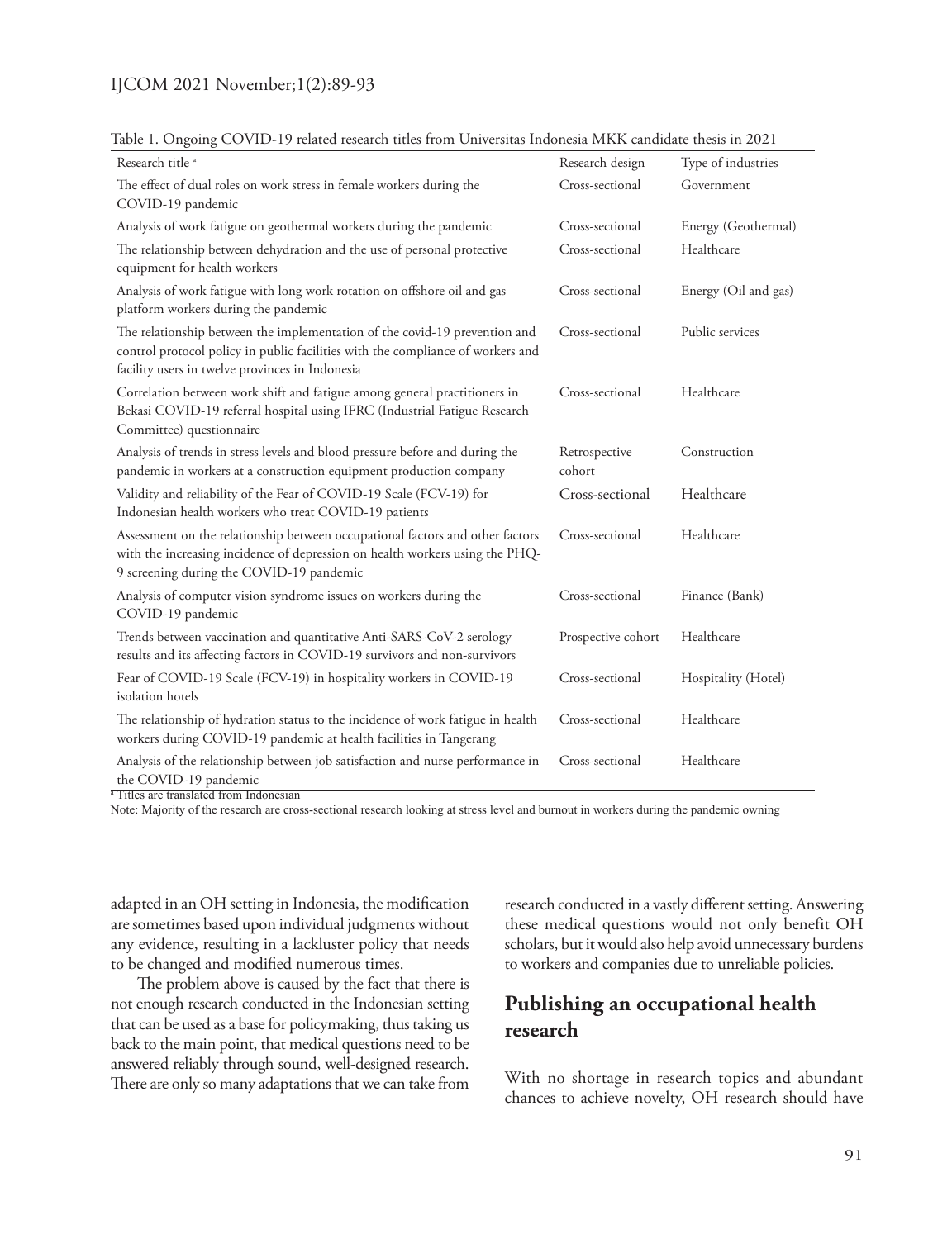Table 1. Ongoing COVID-19 related research titles from Universitas Indonesia MKK candidate thesis in 2021

| Research title [a] | Research design | Type of industries |
|---|---|---|
| The effect of dual roles on work stress in female workers during the COVID-19 pandemic | Cross-sectional | Government |
| Analysis of work fatigue on geothermal workers during the pandemic | Cross-sectional | Energy (Geothermal) |
| The relationship between dehydration and the use of personal protective equipment for health workers | Cross-sectional | Healthcare |
| Analysis of work fatigue with long work rotation on offshore oil and gas platform workers during the pandemic | Cross-sectional | Energy (Oil and gas) |
| The relationship between the implementation of the covid-19 prevention and control protocol policy in public facilities with the compliance of workers and facility users in twelve provinces in Indonesia | Cross-sectional | Public services |
| Correlation between work shift and fatigue among general practitioners in Bekasi COVID-19 referral hospital using IFRC (Industrial Fatigue Research Committee) questionnaire | Cross-sectional | Healthcare |
| Analysis of trends in stress levels and blood pressure before and during the pandemic in workers at a construction equipment production company | Retrospective cohort | Construction |
| Validity and reliability of the Fear of COVID-19 Scale (FCV-19) for Indonesian health workers who treat COVID-19 patients | Cross-sectional | Healthcare |
| Assessment on the relationship between occupational factors and other factors with the increasing incidence of depression on health workers using the PHQ-9 screening during the COVID-19 pandemic | Cross-sectional | Healthcare |
| Analysis of computer vision syndrome issues on workers during the COVID-19 pandemic | Cross-sectional | Finance (Bank) |
| Trends between vaccination and quantitative Anti-SARS-CoV-2 serology results and its affecting factors in COVID-19 survivors and non-survivors | Prospective cohort | Healthcare |
| Fear of COVID-19 Scale (FCV-19) in hospitality workers in COVID-19 isolation hotels | Cross-sectional | Hospitality (Hotel) |
| The relationship of hydration status to the incidence of work fatigue in health workers during COVID-19 pandemic at health facilities in Tangerang | Cross-sectional | Healthcare |
| Analysis of the relationship between job satisfaction and nurse performance in the COVID-19 pandemic | Cross-sectional | Healthcare |

[a] Titles are translated from Indonesian

Note: Majority of the research are cross-sectional research looking at stress level and burnout in workers during the pandemic owning

adapted in an OH setting in Indonesia, the modification are sometimes based upon individual judgments without any evidence, resulting in a lackluster policy that needs to be changed and modified numerous times.

The problem above is caused by the fact that there is not enough research conducted in the Indonesian setting that can be used as a base for policymaking, thus taking us back to the main point, that medical questions need to be answered reliably through sound, well-designed research. There are only so many adaptations that we can take from research conducted in a vastly different setting. Answering these medical questions would not only benefit OH scholars, but it would also help avoid unnecessary burdens to workers and companies due to unreliable policies.

## Publishing an occupational health research

With no shortage in research topics and abundant chances to achieve novelty, OH research should have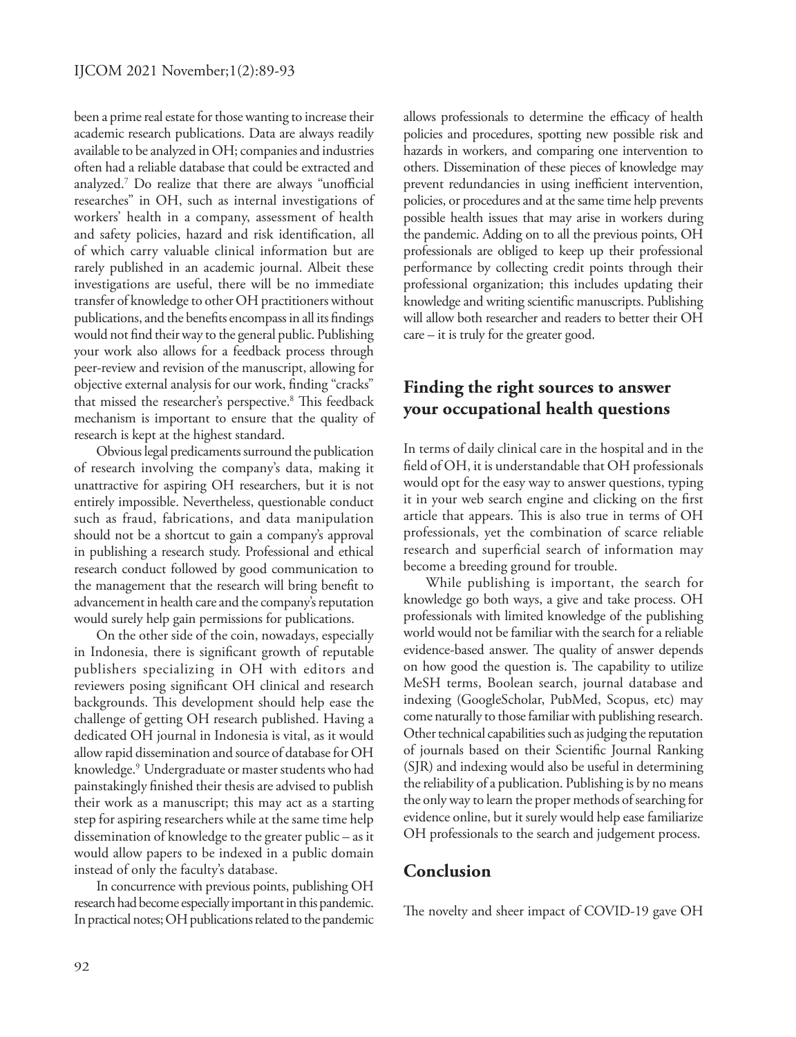been a prime real estate for those wanting to increase their academic research publications. Data are always readily available to be analyzed in OH; companies and industries often had a reliable database that could be extracted and analyzed.[7] Do realize that there are always "unofficial researches" in OH, such as internal investigations of workers' health in a company, assessment of health and safety policies, hazard and risk identification, all of which carry valuable clinical information but are rarely published in an academic journal. Albeit these investigations are useful, there will be no immediate transfer of knowledge to other OH practitioners without publications, and the benefits encompass in all its findings would not find their way to the general public. Publishing your work also allows for a feedback process through peer-review and revision of the manuscript, allowing for objective external analysis for our work, finding "cracks" that missed the researcher's perspective.[8] This feedback mechanism is important to ensure that the quality of research is kept at the highest standard.

Obvious legal predicaments surround the publication of research involving the company's data, making it unattractive for aspiring OH researchers, but it is not entirely impossible. Nevertheless, questionable conduct such as fraud, fabrications, and data manipulation should not be a shortcut to gain a company's approval in publishing a research study. Professional and ethical research conduct followed by good communication to the management that the research will bring benefit to advancement in health care and the company's reputation would surely help gain permissions for publications.

On the other side of the coin, nowadays, especially in Indonesia, there is significant growth of reputable publishers specializing in OH with editors and reviewers posing significant OH clinical and research backgrounds. This development should help ease the challenge of getting OH research published. Having a dedicated OH journal in Indonesia is vital, as it would allow rapid dissemination and source of database for OH knowledge.[9] Undergraduate or master students who had painstakingly finished their thesis are advised to publish their work as a manuscript; this may act as a starting step for aspiring researchers while at the same time help dissemination of knowledge to the greater public – as it would allow papers to be indexed in a public domain instead of only the faculty's database.

In concurrence with previous points, publishing OH research had become especially important in this pandemic. In practical notes; OH publications related to the pandemic allows professionals to determine the efficacy of health policies and procedures, spotting new possible risk and hazards in workers, and comparing one intervention to others. Dissemination of these pieces of knowledge may prevent redundancies in using inefficient intervention, policies, or procedures and at the same time help prevents possible health issues that may arise in workers during the pandemic. Adding on to all the previous points, OH professionals are obliged to keep up their professional performance by collecting credit points through their professional organization; this includes updating their knowledge and writing scientific manuscripts. Publishing will allow both researcher and readers to better their OH care – it is truly for the greater good.

## Finding the right sources to answer your occupational health questions

In terms of daily clinical care in the hospital and in the field of OH, it is understandable that OH professionals would opt for the easy way to answer questions, typing it in your web search engine and clicking on the first article that appears. This is also true in terms of OH professionals, yet the combination of scarce reliable research and superficial search of information may become a breeding ground for trouble.

While publishing is important, the search for knowledge go both ways, a give and take process. OH professionals with limited knowledge of the publishing world would not be familiar with the search for a reliable evidence-based answer. The quality of answer depends on how good the question is. The capability to utilize MeSH terms, Boolean search, journal database and indexing (GoogleScholar, PubMed, Scopus, etc) may come naturally to those familiar with publishing research. Other technical capabilities such as judging the reputation of journals based on their Scientific Journal Ranking (SJR) and indexing would also be useful in determining the reliability of a publication. Publishing is by no means the only way to learn the proper methods of searching for evidence online, but it surely would help ease familiarize OH professionals to the search and judgement process.

## Conclusion

The novelty and sheer impact of COVID-19 gave OH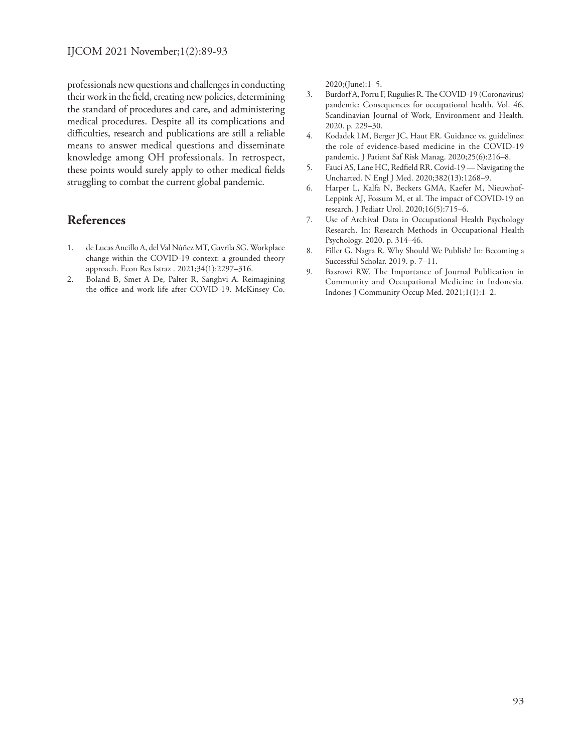professionals new questions and challenges in conducting their work in the field, creating new policies, determining the standard of procedures and care, and administering medical procedures. Despite all its complications and difficulties, research and publications are still a reliable means to answer medical questions and disseminate knowledge among OH professionals. In retrospect, these points would surely apply to other medical fields struggling to combat the current global pandemic.

## References

1. de Lucas Ancillo A, del Val Núñez MT, Gavrila SG. Workplace change within the COVID-19 context: a grounded theory approach. Econ Res Istraz . 2021;34(1):2297–316.
2. Boland B, Smet A De, Palter R, Sanghvi A. Reimagining the office and work life after COVID-19. McKinsey Co. 2020;(June):1–5.
3. Burdorf A, Porru F, Rugulies R. The COVID-19 (Coronavirus) pandemic: Consequences for occupational health. Vol. 46, Scandinavian Journal of Work, Environment and Health. 2020. p. 229–30.
4. Kodadek LM, Berger JC, Haut ER. Guidance vs. guidelines: the role of evidence-based medicine in the COVID-19 pandemic. J Patient Saf Risk Manag. 2020;25(6):216–8.
5. Fauci AS, Lane HC, Redfield RR. Covid-19 — Navigating the Uncharted. N Engl J Med. 2020;382(13):1268–9.
6. Harper L, Kalfa N, Beckers GMA, Kaefer M, Nieuwhof-Leppink AJ, Fossum M, et al. The impact of COVID-19 on research. J Pediatr Urol. 2020;16(5):715–6.
7. Use of Archival Data in Occupational Health Psychology Research. In: Research Methods in Occupational Health Psychology. 2020. p. 314–46.
8. Filler G, Nagra R. Why Should We Publish? In: Becoming a Successful Scholar. 2019. p. 7–11.
9. Basrowi RW. The Importance of Journal Publication in Community and Occupational Medicine in Indonesia. Indones J Community Occup Med. 2021;1(1):1–2.